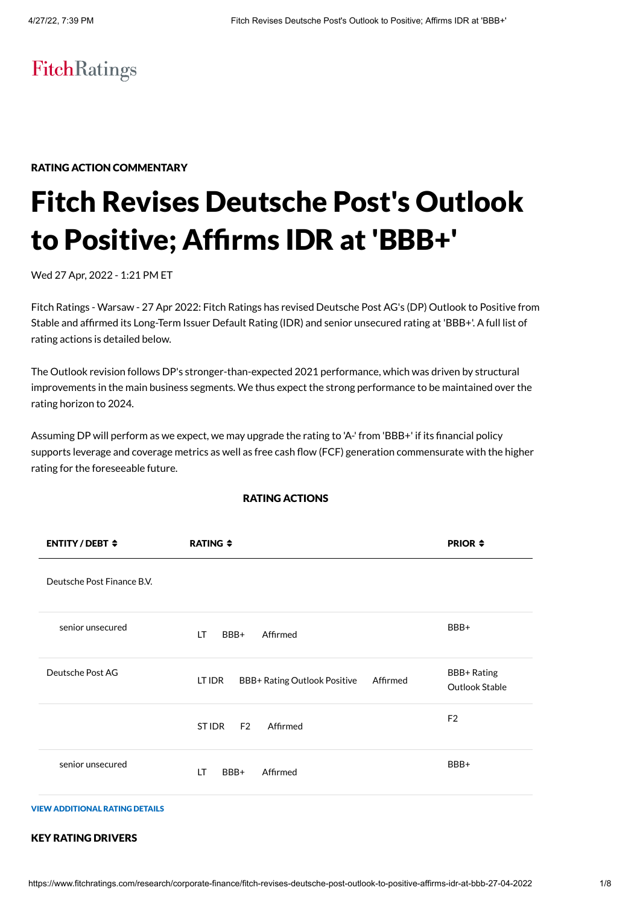FitchRatings

**RATING ACTION COMMENTARY**

# Fitch Revises Deutsche Post's Outlook to Positive; Affirms IDR at 'BBB+'

Wed 27 Apr, 2022 - 1:21 PM ET

Fitch Ratings - Warsaw - 27 Apr 2022: Fitch Ratings has revised Deutsche Post AG's (DP) Outlook to Positive from Stable and affirmed its Long-Term Issuer Default Rating (IDR) and senior unsecured rating at 'BBB+'. A full list of rating actions is detailed below.

The Outlook revision follows DP's stronger-than-expected 2021 performance, which was driven by structural improvements in the main business segments. We thus expect the strong performance to be maintained over the rating horizon to 2024.

Assuming DP will perform as we expect, we may upgrade the rating to 'A-' from 'BBB+' if its financial policy supports leverage and coverage metrics as well as free cash flow (FCF) generation commensurate with the higher rating for the foreseeable future.

**RATING ACTIONS**

| ENTITY / DEBT | RATING | | | PRIOR |
|---|---|---|---|---|
| Deutsche Post Finance B.V. | | | | |
| senior unsecured | LT | BBB+ | Affirmed | BBB+ |
| Deutsche Post AG | LT IDR | BBB+ Rating Outlook Positive | Affirmed | BBB+ Rating Outlook Stable |
| | ST IDR | F2 | Affirmed | F2 |
| senior unsecured | LT | BBB+ | Affirmed | BBB+ |

**VIEW ADDITIONAL RATING DETAILS**

## KEY RATING DRIVERS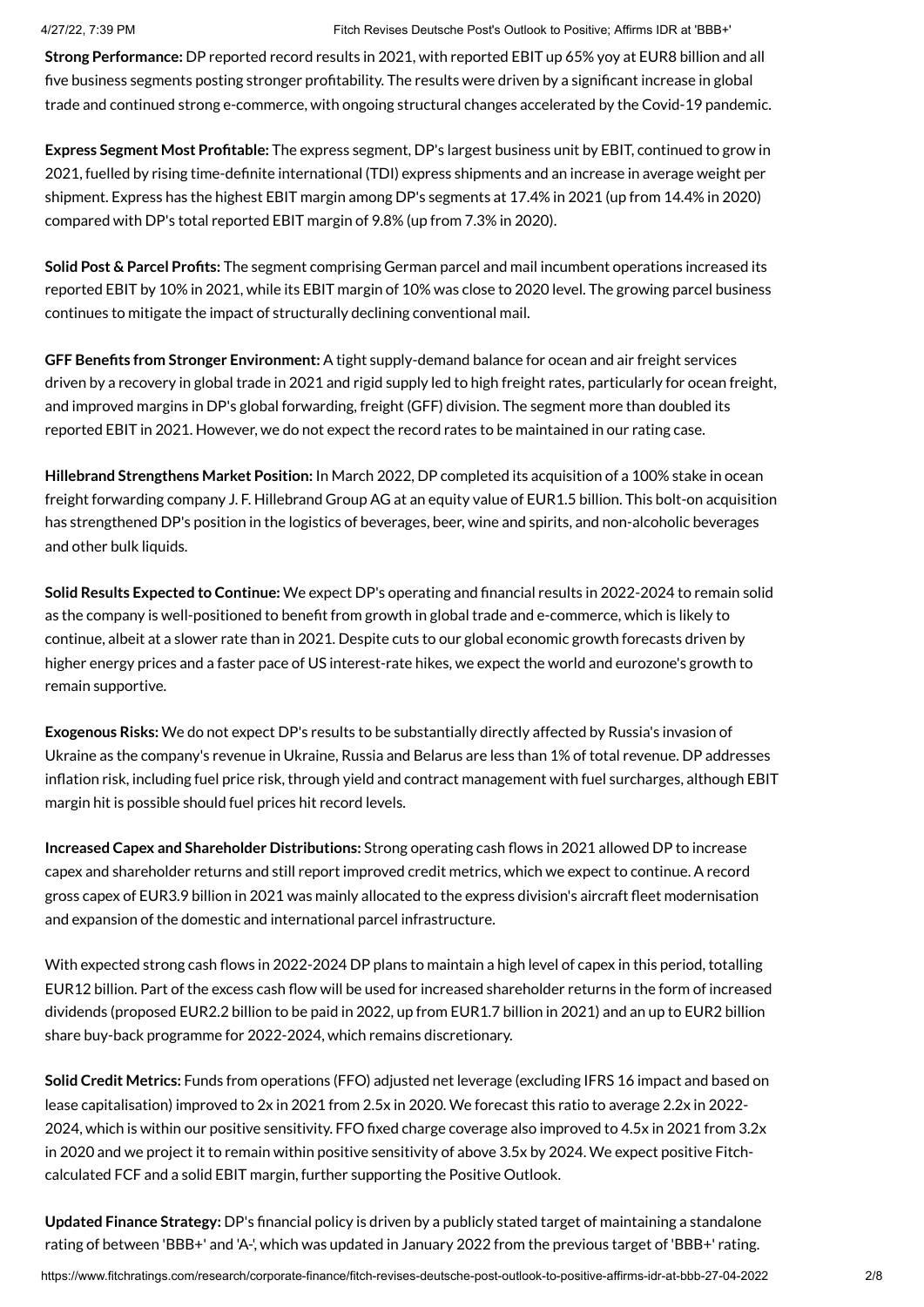**Strong Performance:** DP reported record results in 2021, with reported EBIT up 65% yoy at EUR8 billion and all five business segments posting stronger profitability. The results were driven by a significant increase in global trade and continued strong e-commerce, with ongoing structural changes accelerated by the Covid-19 pandemic.

**Express Segment Most Profitable:** The express segment, DP's largest business unit by EBIT, continued to grow in 2021, fuelled by rising time-definite international (TDI) express shipments and an increase in average weight per shipment. Express has the highest EBIT margin among DP's segments at 17.4% in 2021 (up from 14.4% in 2020) compared with DP's total reported EBIT margin of 9.8% (up from 7.3% in 2020).

**Solid Post & Parcel Profits:** The segment comprising German parcel and mail incumbent operations increased its reported EBIT by 10% in 2021, while its EBIT margin of 10% was close to 2020 level. The growing parcel business continues to mitigate the impact of structurally declining conventional mail.

**GFF Benefits from Stronger Environment:** A tight supply-demand balance for ocean and air freight services driven by a recovery in global trade in 2021 and rigid supply led to high freight rates, particularly for ocean freight, and improved margins in DP's global forwarding, freight (GFF) division. The segment more than doubled its reported EBIT in 2021. However, we do not expect the record rates to be maintained in our rating case.

**Hillebrand Strengthens Market Position:** In March 2022, DP completed its acquisition of a 100% stake in ocean freight forwarding company J. F. Hillebrand Group AG at an equity value of EUR1.5 billion. This bolt-on acquisition has strengthened DP's position in the logistics of beverages, beer, wine and spirits, and non-alcoholic beverages and other bulk liquids.

**Solid Results Expected to Continue:** We expect DP's operating and financial results in 2022-2024 to remain solid as the company is well-positioned to benefit from growth in global trade and e-commerce, which is likely to continue, albeit at a slower rate than in 2021. Despite cuts to our global economic growth forecasts driven by higher energy prices and a faster pace of US interest-rate hikes, we expect the world and eurozone's growth to remain supportive.

**Exogenous Risks:** We do not expect DP's results to be substantially directly affected by Russia's invasion of Ukraine as the company's revenue in Ukraine, Russia and Belarus are less than 1% of total revenue. DP addresses inflation risk, including fuel price risk, through yield and contract management with fuel surcharges, although EBIT margin hit is possible should fuel prices hit record levels.

**Increased Capex and Shareholder Distributions:** Strong operating cash flows in 2021 allowed DP to increase capex and shareholder returns and still report improved credit metrics, which we expect to continue. A record gross capex of EUR3.9 billion in 2021 was mainly allocated to the express division's aircraft fleet modernisation and expansion of the domestic and international parcel infrastructure.

With expected strong cash flows in 2022-2024 DP plans to maintain a high level of capex in this period, totalling EUR12 billion. Part of the excess cash flow will be used for increased shareholder returns in the form of increased dividends (proposed EUR2.2 billion to be paid in 2022, up from EUR1.7 billion in 2021) and an up to EUR2 billion share buy-back programme for 2022-2024, which remains discretionary.

**Solid Credit Metrics:** Funds from operations (FFO) adjusted net leverage (excluding IFRS 16 impact and based on lease capitalisation) improved to 2x in 2021 from 2.5x in 2020. We forecast this ratio to average 2.2x in 2022-2024, which is within our positive sensitivity. FFO fixed charge coverage also improved to 4.5x in 2021 from 3.2x in 2020 and we project it to remain within positive sensitivity of above 3.5x by 2024. We expect positive Fitch-calculated FCF and a solid EBIT margin, further supporting the Positive Outlook.

**Updated Finance Strategy:** DP's financial policy is driven by a publicly stated target of maintaining a standalone rating of between 'BBB+' and 'A-', which was updated in January 2022 from the previous target of 'BBB+' rating.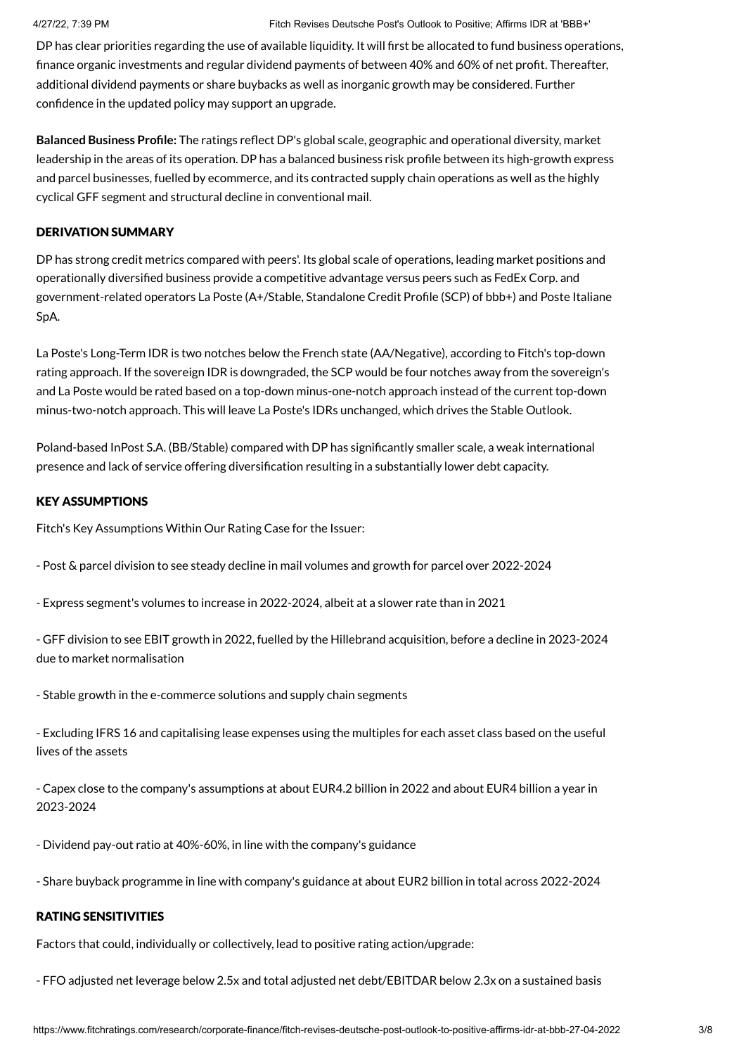DP has clear priorities regarding the use of available liquidity. It will first be allocated to fund business operations, finance organic investments and regular dividend payments of between 40% and 60% of net profit. Thereafter, additional dividend payments or share buybacks as well as inorganic growth may be considered. Further confidence in the updated policy may support an upgrade.

**Balanced Business Profile:** The ratings reflect DP's global scale, geographic and operational diversity, market leadership in the areas of its operation. DP has a balanced business risk profile between its high-growth express and parcel businesses, fuelled by ecommerce, and its contracted supply chain operations as well as the highly cyclical GFF segment and structural decline in conventional mail.

## DERIVATION SUMMARY

DP has strong credit metrics compared with peers'. Its global scale of operations, leading market positions and operationally diversified business provide a competitive advantage versus peers such as FedEx Corp. and government-related operators La Poste (A+/Stable, Standalone Credit Profile (SCP) of bbb+) and Poste Italiane SpA.

La Poste's Long-Term IDR is two notches below the French state (AA/Negative), according to Fitch's top-down rating approach. If the sovereign IDR is downgraded, the SCP would be four notches away from the sovereign's and La Poste would be rated based on a top-down minus-one-notch approach instead of the current top-down minus-two-notch approach. This will leave La Poste's IDRs unchanged, which drives the Stable Outlook.

Poland-based InPost S.A. (BB/Stable) compared with DP has significantly smaller scale, a weak international presence and lack of service offering diversification resulting in a substantially lower debt capacity.

## KEY ASSUMPTIONS

Fitch's Key Assumptions Within Our Rating Case for the Issuer:

- Post & parcel division to see steady decline in mail volumes and growth for parcel over 2022-2024

- Express segment's volumes to increase in 2022-2024, albeit at a slower rate than in 2021

- GFF division to see EBIT growth in 2022, fuelled by the Hillebrand acquisition, before a decline in 2023-2024 due to market normalisation

- Stable growth in the e-commerce solutions and supply chain segments

- Excluding IFRS 16 and capitalising lease expenses using the multiples for each asset class based on the useful lives of the assets

- Capex close to the company's assumptions at about EUR4.2 billion in 2022 and about EUR4 billion a year in 2023-2024

- Dividend pay-out ratio at 40%-60%, in line with the company's guidance

- Share buyback programme in line with company's guidance at about EUR2 billion in total across 2022-2024

## RATING SENSITIVITIES

Factors that could, individually or collectively, lead to positive rating action/upgrade:

- FFO adjusted net leverage below 2.5x and total adjusted net debt/EBITDAR below 2.3x on a sustained basis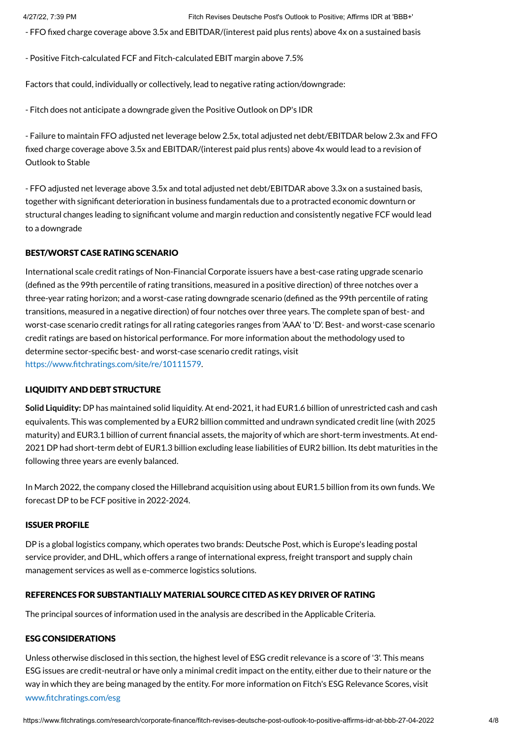- FFO fixed charge coverage above 3.5x and EBITDAR/(interest paid plus rents) above 4x on a sustained basis

- Positive Fitch-calculated FCF and Fitch-calculated EBIT margin above 7.5%

Factors that could, individually or collectively, lead to negative rating action/downgrade:

- Fitch does not anticipate a downgrade given the Positive Outlook on DP's IDR

- Failure to maintain FFO adjusted net leverage below 2.5x, total adjusted net debt/EBITDAR below 2.3x and FFO fixed charge coverage above 3.5x and EBITDAR/(interest paid plus rents) above 4x would lead to a revision of Outlook to Stable

- FFO adjusted net leverage above 3.5x and total adjusted net debt/EBITDAR above 3.3x on a sustained basis, together with significant deterioration in business fundamentals due to a protracted economic downturn or structural changes leading to significant volume and margin reduction and consistently negative FCF would lead to a downgrade

## BEST/WORST CASE RATING SCENARIO

International scale credit ratings of Non-Financial Corporate issuers have a best-case rating upgrade scenario (defined as the 99th percentile of rating transitions, measured in a positive direction) of three notches over a three-year rating horizon; and a worst-case rating downgrade scenario (defined as the 99th percentile of rating transitions, measured in a negative direction) of four notches over three years. The complete span of best- and worst-case scenario credit ratings for all rating categories ranges from 'AAA' to 'D'. Best- and worst-case scenario credit ratings are based on historical performance. For more information about the methodology used to determine sector-specific best- and worst-case scenario credit ratings, visit https://www.fitchratings.com/site/re/10111579.

## LIQUIDITY AND DEBT STRUCTURE

**Solid Liquidity:** DP has maintained solid liquidity. At end-2021, it had EUR1.6 billion of unrestricted cash and cash equivalents. This was complemented by a EUR2 billion committed and undrawn syndicated credit line (with 2025 maturity) and EUR3.1 billion of current financial assets, the majority of which are short-term investments. At end-2021 DP had short-term debt of EUR1.3 billion excluding lease liabilities of EUR2 billion. Its debt maturities in the following three years are evenly balanced.

In March 2022, the company closed the Hillebrand acquisition using about EUR1.5 billion from its own funds. We forecast DP to be FCF positive in 2022-2024.

## ISSUER PROFILE

DP is a global logistics company, which operates two brands: Deutsche Post, which is Europe's leading postal service provider, and DHL, which offers a range of international express, freight transport and supply chain management services as well as e-commerce logistics solutions.

## REFERENCES FOR SUBSTANTIALLY MATERIAL SOURCE CITED AS KEY DRIVER OF RATING

The principal sources of information used in the analysis are described in the Applicable Criteria.

## ESG CONSIDERATIONS

Unless otherwise disclosed in this section, the highest level of ESG credit relevance is a score of '3'. This means ESG issues are credit-neutral or have only a minimal credit impact on the entity, either due to their nature or the way in which they are being managed by the entity. For more information on Fitch's ESG Relevance Scores, visit www.fitchratings.com/esg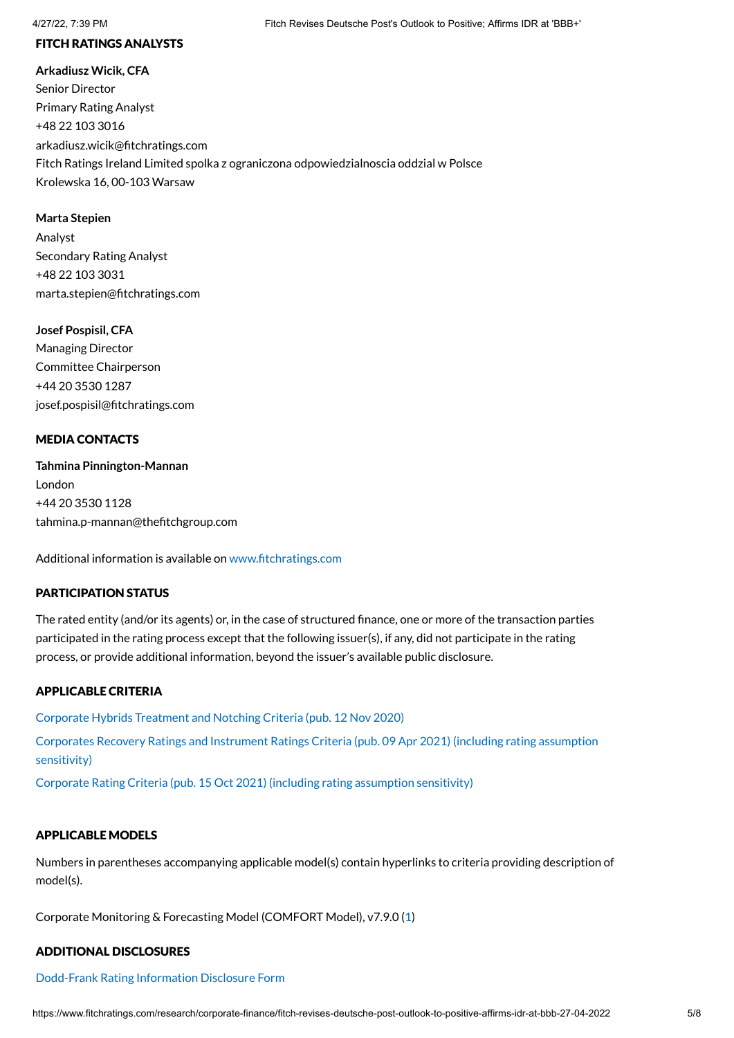## FITCH RATINGS ANALYSTS

**Arkadiusz Wicik, CFA**
Senior Director
Primary Rating Analyst
+48 22 103 3016
arkadiusz.wicik@fitchratings.com
Fitch Ratings Ireland Limited spolka z ograniczona odpowiedzialnoscia oddzial w Polsce
Krolewska 16, 00-103 Warsaw

**Marta Stepien**
Analyst
Secondary Rating Analyst
+48 22 103 3031
marta.stepien@fitchratings.com

**Josef Pospisil, CFA**
Managing Director
Committee Chairperson
+44 20 3530 1287
josef.pospisil@fitchratings.com

## MEDIA CONTACTS

**Tahmina Pinnington-Mannan**
London
+44 20 3530 1128
tahmina.p-mannan@thefitchgroup.com

Additional information is available on www.fitchratings.com

## PARTICIPATION STATUS

The rated entity (and/or its agents) or, in the case of structured finance, one or more of the transaction parties participated in the rating process except that the following issuer(s), if any, did not participate in the rating process, or provide additional information, beyond the issuer's available public disclosure.

## APPLICABLE CRITERIA

Corporate Hybrids Treatment and Notching Criteria (pub. 12 Nov 2020)

Corporates Recovery Ratings and Instrument Ratings Criteria (pub. 09 Apr 2021) (including rating assumption sensitivity)

Corporate Rating Criteria (pub. 15 Oct 2021) (including rating assumption sensitivity)

## APPLICABLE MODELS

Numbers in parentheses accompanying applicable model(s) contain hyperlinks to criteria providing description of model(s).

Corporate Monitoring & Forecasting Model (COMFORT Model), v7.9.0 (1)

## ADDITIONAL DISCLOSURES

Dodd-Frank Rating Information Disclosure Form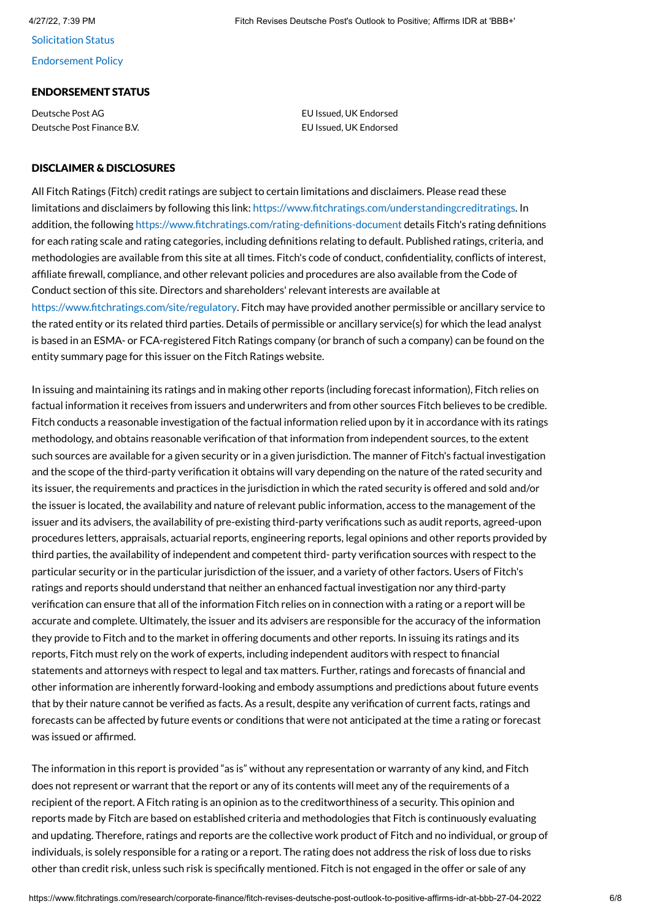Solicitation Status

Endorsement Policy

## ENDORSEMENT STATUS

| | |
|---|---|
| Deutsche Post AG | EU Issued, UK Endorsed |
| Deutsche Post Finance B.V. | EU Issued, UK Endorsed |

## DISCLAIMER & DISCLOSURES

All Fitch Ratings (Fitch) credit ratings are subject to certain limitations and disclaimers. Please read these limitations and disclaimers by following this link: https://www.fitchratings.com/understandingcreditratings. In addition, the following https://www.fitchratings.com/rating-definitions-document details Fitch's rating definitions for each rating scale and rating categories, including definitions relating to default. Published ratings, criteria, and methodologies are available from this site at all times. Fitch's code of conduct, confidentiality, conflicts of interest, affiliate firewall, compliance, and other relevant policies and procedures are also available from the Code of Conduct section of this site. Directors and shareholders' relevant interests are available at https://www.fitchratings.com/site/regulatory. Fitch may have provided another permissible or ancillary service to the rated entity or its related third parties. Details of permissible or ancillary service(s) for which the lead analyst is based in an ESMA- or FCA-registered Fitch Ratings company (or branch of such a company) can be found on the entity summary page for this issuer on the Fitch Ratings website.

In issuing and maintaining its ratings and in making other reports (including forecast information), Fitch relies on factual information it receives from issuers and underwriters and from other sources Fitch believes to be credible. Fitch conducts a reasonable investigation of the factual information relied upon by it in accordance with its ratings methodology, and obtains reasonable verification of that information from independent sources, to the extent such sources are available for a given security or in a given jurisdiction. The manner of Fitch's factual investigation and the scope of the third-party verification it obtains will vary depending on the nature of the rated security and its issuer, the requirements and practices in the jurisdiction in which the rated security is offered and sold and/or the issuer is located, the availability and nature of relevant public information, access to the management of the issuer and its advisers, the availability of pre-existing third-party verifications such as audit reports, agreed-upon procedures letters, appraisals, actuarial reports, engineering reports, legal opinions and other reports provided by third parties, the availability of independent and competent third- party verification sources with respect to the particular security or in the particular jurisdiction of the issuer, and a variety of other factors. Users of Fitch's ratings and reports should understand that neither an enhanced factual investigation nor any third-party verification can ensure that all of the information Fitch relies on in connection with a rating or a report will be accurate and complete. Ultimately, the issuer and its advisers are responsible for the accuracy of the information they provide to Fitch and to the market in offering documents and other reports. In issuing its ratings and its reports, Fitch must rely on the work of experts, including independent auditors with respect to financial statements and attorneys with respect to legal and tax matters. Further, ratings and forecasts of financial and other information are inherently forward-looking and embody assumptions and predictions about future events that by their nature cannot be verified as facts. As a result, despite any verification of current facts, ratings and forecasts can be affected by future events or conditions that were not anticipated at the time a rating or forecast was issued or affirmed.

The information in this report is provided "as is" without any representation or warranty of any kind, and Fitch does not represent or warrant that the report or any of its contents will meet any of the requirements of a recipient of the report. A Fitch rating is an opinion as to the creditworthiness of a security. This opinion and reports made by Fitch are based on established criteria and methodologies that Fitch is continuously evaluating and updating. Therefore, ratings and reports are the collective work product of Fitch and no individual, or group of individuals, is solely responsible for a rating or a report. The rating does not address the risk of loss due to risks other than credit risk, unless such risk is specifically mentioned. Fitch is not engaged in the offer or sale of any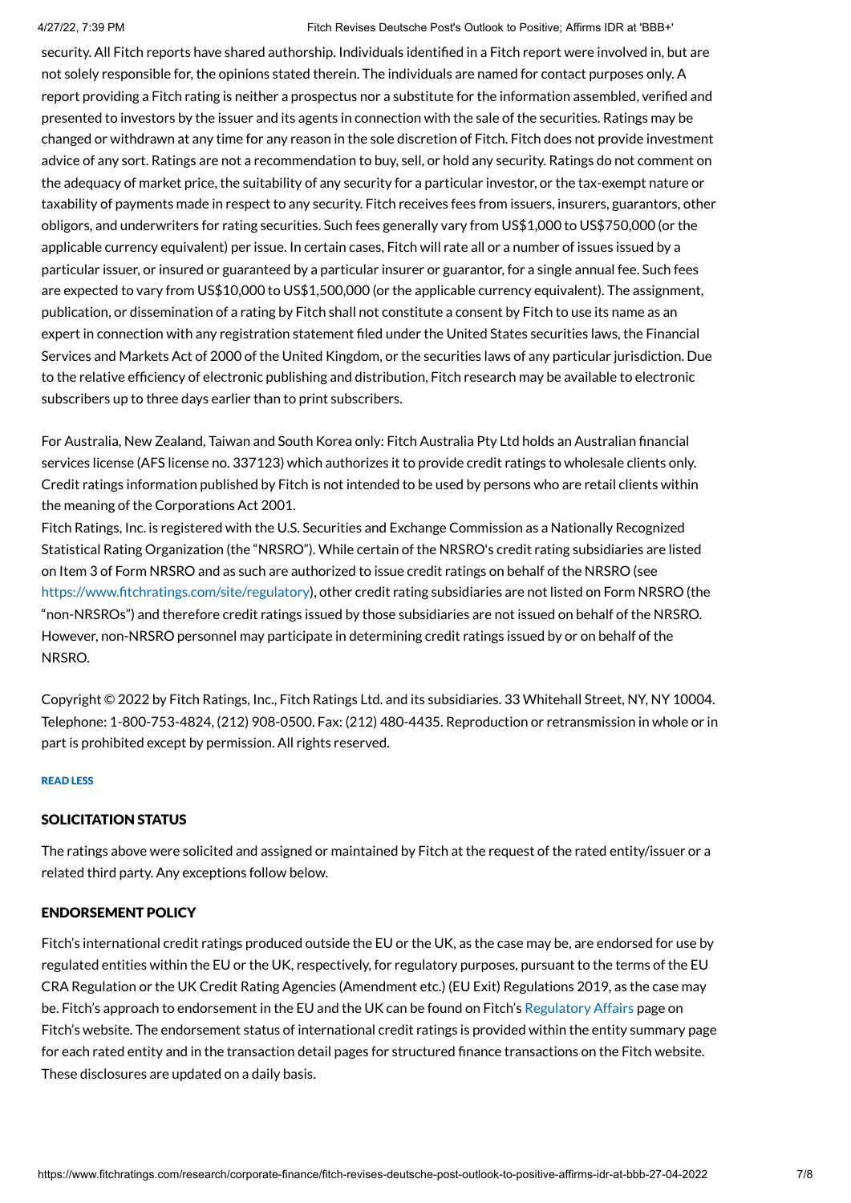security. All Fitch reports have shared authorship. Individuals identified in a Fitch report were involved in, but are not solely responsible for, the opinions stated therein. The individuals are named for contact purposes only. A report providing a Fitch rating is neither a prospectus nor a substitute for the information assembled, verified and presented to investors by the issuer and its agents in connection with the sale of the securities. Ratings may be changed or withdrawn at any time for any reason in the sole discretion of Fitch. Fitch does not provide investment advice of any sort. Ratings are not a recommendation to buy, sell, or hold any security. Ratings do not comment on the adequacy of market price, the suitability of any security for a particular investor, or the tax-exempt nature or taxability of payments made in respect to any security. Fitch receives fees from issuers, insurers, guarantors, other obligors, and underwriters for rating securities. Such fees generally vary from US$1,000 to US$750,000 (or the applicable currency equivalent) per issue. In certain cases, Fitch will rate all or a number of issues issued by a particular issuer, or insured or guaranteed by a particular insurer or guarantor, for a single annual fee. Such fees are expected to vary from US$10,000 to US$1,500,000 (or the applicable currency equivalent). The assignment, publication, or dissemination of a rating by Fitch shall not constitute a consent by Fitch to use its name as an expert in connection with any registration statement filed under the United States securities laws, the Financial Services and Markets Act of 2000 of the United Kingdom, or the securities laws of any particular jurisdiction. Due to the relative efficiency of electronic publishing and distribution, Fitch research may be available to electronic subscribers up to three days earlier than to print subscribers.

For Australia, New Zealand, Taiwan and South Korea only: Fitch Australia Pty Ltd holds an Australian financial services license (AFS license no. 337123) which authorizes it to provide credit ratings to wholesale clients only. Credit ratings information published by Fitch is not intended to be used by persons who are retail clients within the meaning of the Corporations Act 2001.

Fitch Ratings, Inc. is registered with the U.S. Securities and Exchange Commission as a Nationally Recognized Statistical Rating Organization (the "NRSRO"). While certain of the NRSRO's credit rating subsidiaries are listed on Item 3 of Form NRSRO and as such are authorized to issue credit ratings on behalf of the NRSRO (see https://www.fitchratings.com/site/regulatory), other credit rating subsidiaries are not listed on Form NRSRO (the "non-NRSROs") and therefore credit ratings issued by those subsidiaries are not issued on behalf of the NRSRO. However, non-NRSRO personnel may participate in determining credit ratings issued by or on behalf of the NRSRO.

Copyright © 2022 by Fitch Ratings, Inc., Fitch Ratings Ltd. and its subsidiaries. 33 Whitehall Street, NY, NY 10004. Telephone: 1-800-753-4824, (212) 908-0500. Fax: (212) 480-4435. Reproduction or retransmission in whole or in part is prohibited except by permission. All rights reserved.

READ LESS

## SOLICITATION STATUS

The ratings above were solicited and assigned or maintained by Fitch at the request of the rated entity/issuer or a related third party. Any exceptions follow below.

## ENDORSEMENT POLICY

Fitch's international credit ratings produced outside the EU or the UK, as the case may be, are endorsed for use by regulated entities within the EU or the UK, respectively, for regulatory purposes, pursuant to the terms of the EU CRA Regulation or the UK Credit Rating Agencies (Amendment etc.) (EU Exit) Regulations 2019, as the case may be. Fitch's approach to endorsement in the EU and the UK can be found on Fitch's Regulatory Affairs page on Fitch's website. The endorsement status of international credit ratings is provided within the entity summary page for each rated entity and in the transaction detail pages for structured finance transactions on the Fitch website. These disclosures are updated on a daily basis.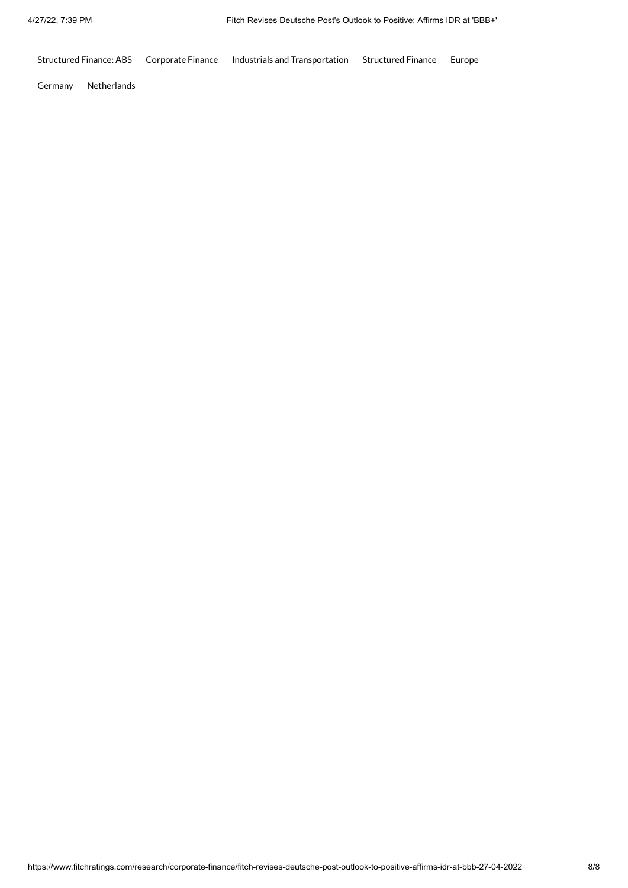Structured Finance: ABS Corporate Finance Industrials and Transportation Structured Finance Europe

Germany Netherlands